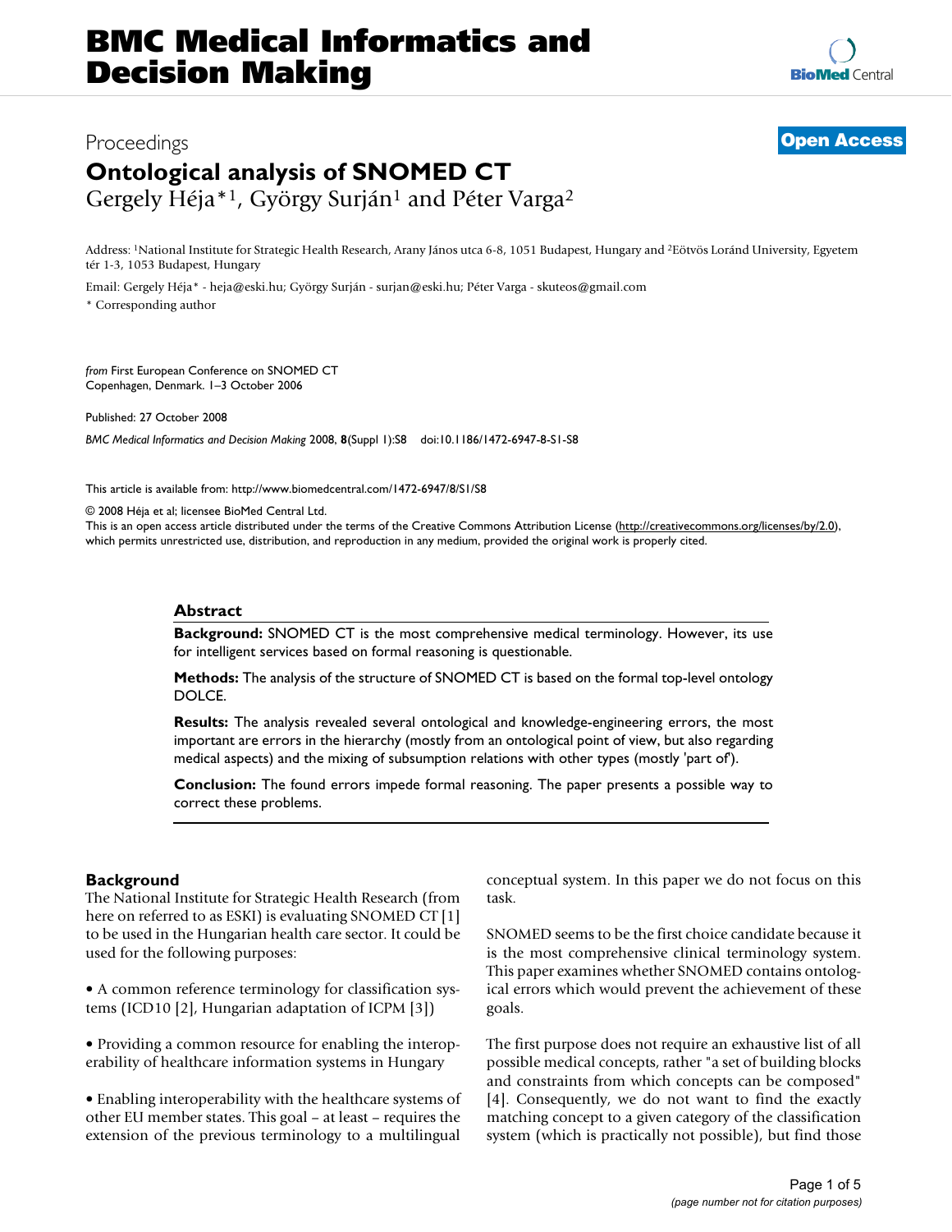# BMC Medical Informatics and Decision Making

Proceedings **Open Access**

# Ontological analysis of SNOMED CT

Gergely Héja*[1], György Surján[1] and Péter Varga[2]

Address: [1]National Institute for Strategic Health Research, Arany János utca 6-8, 1051 Budapest, Hungary and [2]Eötvös Loránd University, Egyetem tér 1-3, 1053 Budapest, Hungary

Email: Gergely Héja* - heja@eski.hu; György Surján - surjan@eski.hu; Péter Varga - skuteos@gmail.com

* Corresponding author

*from* First European Conference on SNOMED CT
Copenhagen, Denmark. 1–3 October 2006

Published: 27 October 2008

*BMC Medical Informatics and Decision Making* 2008, **8**(Suppl 1):S8 doi:10.1186/1472-6947-8-S1-S8

This article is available from: http://www.biomedcentral.com/1472-6947/8/S1/S8

© 2008 Héja et al; licensee BioMed Central Ltd.
This is an open access article distributed under the terms of the Creative Commons Attribution License (http://creativecommons.org/licenses/by/2.0), which permits unrestricted use, distribution, and reproduction in any medium, provided the original work is properly cited.

## Abstract

**Background:** SNOMED CT is the most comprehensive medical terminology. However, its use for intelligent services based on formal reasoning is questionable.

**Methods:** The analysis of the structure of SNOMED CT is based on the formal top-level ontology DOLCE.

**Results:** The analysis revealed several ontological and knowledge-engineering errors, the most important are errors in the hierarchy (mostly from an ontological point of view, but also regarding medical aspects) and the mixing of subsumption relations with other types (mostly 'part of').

**Conclusion:** The found errors impede formal reasoning. The paper presents a possible way to correct these problems.

## Background

The National Institute for Strategic Health Research (from here on referred to as ESKI) is evaluating SNOMED CT [1] to be used in the Hungarian health care sector. It could be used for the following purposes:

- A common reference terminology for classification systems (ICD10 [2], Hungarian adaptation of ICPM [3])
- Providing a common resource for enabling the interoperability of healthcare information systems in Hungary
- Enabling interoperability with the healthcare systems of other EU member states. This goal – at least – requires the extension of the previous terminology to a multilingual conceptual system. In this paper we do not focus on this task.

SNOMED seems to be the first choice candidate because it is the most comprehensive clinical terminology system. This paper examines whether SNOMED contains ontological errors which would prevent the achievement of these goals.

The first purpose does not require an exhaustive list of all possible medical concepts, rather "a set of building blocks and constraints from which concepts can be composed" [4]. Consequently, we do not want to find the exactly matching concept to a given category of the classification system (which is practically not possible), but find those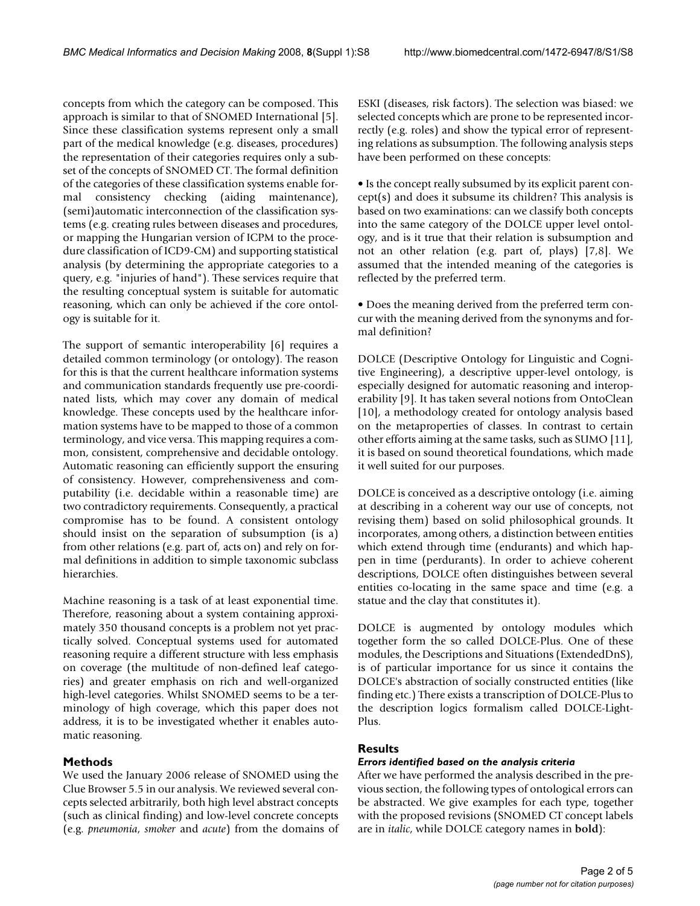concepts from which the category can be composed. This approach is similar to that of SNOMED International [5]. Since these classification systems represent only a small part of the medical knowledge (e.g. diseases, procedures) the representation of their categories requires only a subset of the concepts of SNOMED CT. The formal definition of the categories of these classification systems enable formal consistency checking (aiding maintenance), (semi)automatic interconnection of the classification systems (e.g. creating rules between diseases and procedures, or mapping the Hungarian version of ICPM to the procedure classification of ICD9-CM) and supporting statistical analysis (by determining the appropriate categories to a query, e.g. "injuries of hand"). These services require that the resulting conceptual system is suitable for automatic reasoning, which can only be achieved if the core ontology is suitable for it.

The support of semantic interoperability [6] requires a detailed common terminology (or ontology). The reason for this is that the current healthcare information systems and communication standards frequently use pre-coordinated lists, which may cover any domain of medical knowledge. These concepts used by the healthcare information systems have to be mapped to those of a common terminology, and vice versa. This mapping requires a common, consistent, comprehensive and decidable ontology. Automatic reasoning can efficiently support the ensuring of consistency. However, comprehensiveness and computability (i.e. decidable within a reasonable time) are two contradictory requirements. Consequently, a practical compromise has to be found. A consistent ontology should insist on the separation of subsumption (is a) from other relations (e.g. part of, acts on) and rely on formal definitions in addition to simple taxonomic subclass hierarchies.

Machine reasoning is a task of at least exponential time. Therefore, reasoning about a system containing approximately 350 thousand concepts is a problem not yet practically solved. Conceptual systems used for automated reasoning require a different structure with less emphasis on coverage (the multitude of non-defined leaf categories) and greater emphasis on rich and well-organized high-level categories. Whilst SNOMED seems to be a terminology of high coverage, which this paper does not address, it is to be investigated whether it enables automatic reasoning.

## Methods

We used the January 2006 release of SNOMED using the Clue Browser 5.5 in our analysis. We reviewed several concepts selected arbitrarily, both high level abstract concepts (such as clinical finding) and low-level concrete concepts (e.g. *pneumonia*, *smoker* and *acute*) from the domains of ESKI (diseases, risk factors). The selection was biased: we selected concepts which are prone to be represented incorrectly (e.g. roles) and show the typical error of representing relations as subsumption. The following analysis steps have been performed on these concepts:

- Is the concept really subsumed by its explicit parent concept(s) and does it subsume its children? This analysis is based on two examinations: can we classify both concepts into the same category of the DOLCE upper level ontology, and is it true that their relation is subsumption and not an other relation (e.g. part of, plays) [7,8]. We assumed that the intended meaning of the categories is reflected by the preferred term.
- Does the meaning derived from the preferred term concur with the meaning derived from the synonyms and formal definition?

DOLCE (Descriptive Ontology for Linguistic and Cognitive Engineering), a descriptive upper-level ontology, is especially designed for automatic reasoning and interoperability [9]. It has taken several notions from OntoClean [10], a methodology created for ontology analysis based on the metaproperties of classes. In contrast to certain other efforts aiming at the same tasks, such as SUMO [11], it is based on sound theoretical foundations, which made it well suited for our purposes.

DOLCE is conceived as a descriptive ontology (i.e. aiming at describing in a coherent way our use of concepts, not revising them) based on solid philosophical grounds. It incorporates, among others, a distinction between entities which extend through time (endurants) and which happen in time (perdurants). In order to achieve coherent descriptions, DOLCE often distinguishes between several entities co-locating in the same space and time (e.g. a statue and the clay that constitutes it).

DOLCE is augmented by ontology modules which together form the so called DOLCE-Plus. One of these modules, the Descriptions and Situations (ExtendedDnS), is of particular importance for us since it contains the DOLCE's abstraction of socially constructed entities (like finding etc.) There exists a transcription of DOLCE-Plus to the description logics formalism called DOLCE-Light-Plus.

## Results

### *Errors identified based on the analysis criteria*

After we have performed the analysis described in the previous section, the following types of ontological errors can be abstracted. We give examples for each type, together with the proposed revisions (SNOMED CT concept labels are in *italic*, while DOLCE category names in **bold**):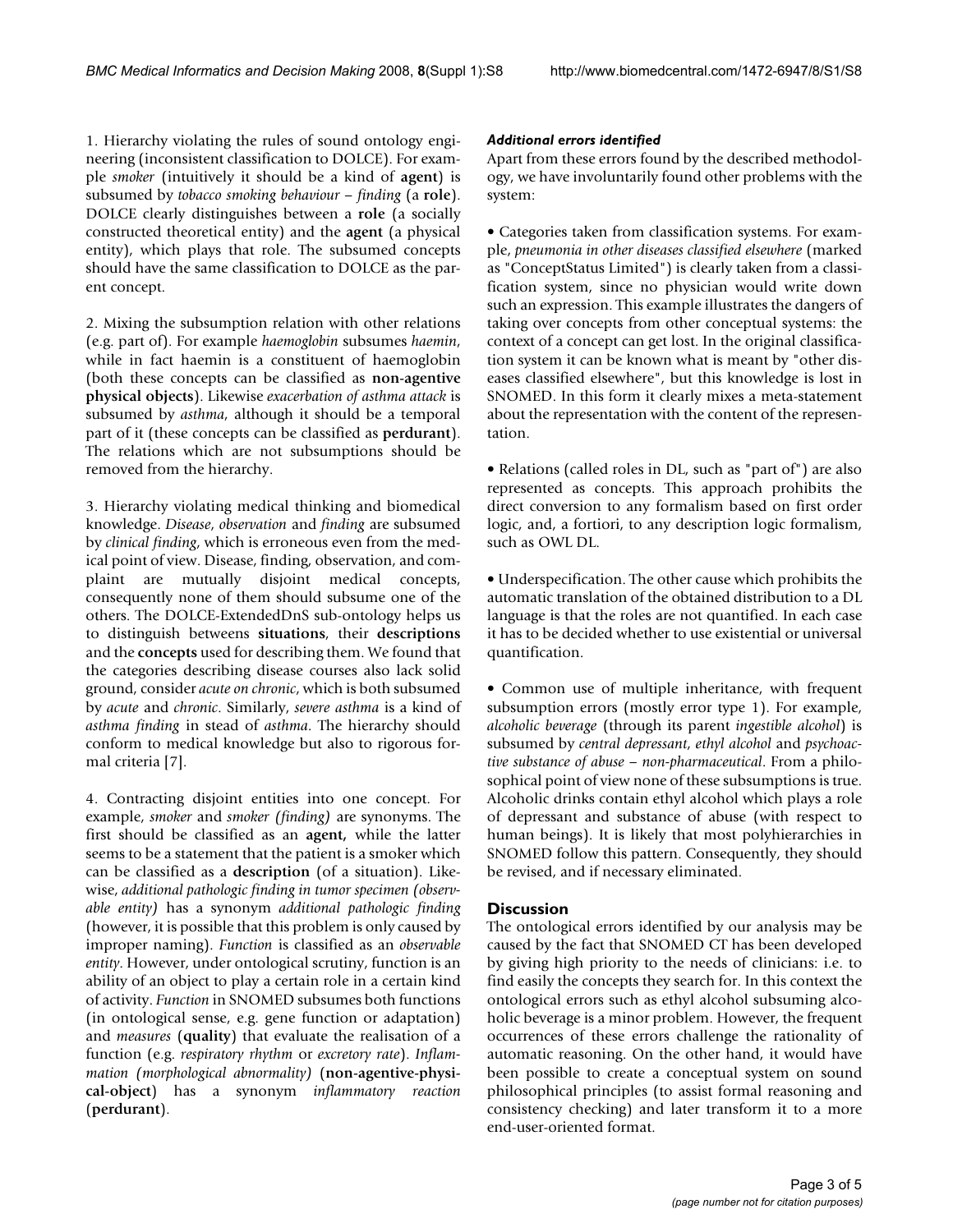1. Hierarchy violating the rules of sound ontology engineering (inconsistent classification to DOLCE). For example *smoker* (intuitively it should be a kind of **agent**) is subsumed by *tobacco smoking behaviour – finding* (a **role**). DOLCE clearly distinguishes between a **role** (a socially constructed theoretical entity) and the **agent** (a physical entity), which plays that role. The subsumed concepts should have the same classification to DOLCE as the parent concept.

2. Mixing the subsumption relation with other relations (e.g. part of). For example *haemoglobin* subsumes *haemin*, while in fact haemin is a constituent of haemoglobin (both these concepts can be classified as **non-agentive physical objects**). Likewise *exacerbation of asthma attack* is subsumed by *asthma*, although it should be a temporal part of it (these concepts can be classified as **perdurant**). The relations which are not subsumptions should be removed from the hierarchy.

3. Hierarchy violating medical thinking and biomedical knowledge. *Disease*, *observation* and *finding* are subsumed by *clinical finding*, which is erroneous even from the medical point of view. Disease, finding, observation, and complaint are mutually disjoint medical concepts, consequently none of them should subsume one of the others. The DOLCE-ExtendedDnS sub-ontology helps us to distinguish betweens **situations**, their **descriptions** and the **concepts** used for describing them. We found that the categories describing disease courses also lack solid ground, consider *acute on chronic*, which is both subsumed by *acute* and *chronic*. Similarly, *severe asthma* is a kind of *asthma finding* in stead of *asthma*. The hierarchy should conform to medical knowledge but also to rigorous formal criteria [7].

4. Contracting disjoint entities into one concept. For example, *smoker* and *smoker (finding)* are synonyms. The first should be classified as an **agent,** while the latter seems to be a statement that the patient is a smoker which can be classified as a **description** (of a situation). Likewise, *additional pathologic finding in tumor specimen (observable entity)* has a synonym *additional pathologic finding* (however, it is possible that this problem is only caused by improper naming). *Function* is classified as an *observable entity*. However, under ontological scrutiny, function is an ability of an object to play a certain role in a certain kind of activity. *Function* in SNOMED subsumes both functions (in ontological sense, e.g. gene function or adaptation) and *measures* (**quality**) that evaluate the realisation of a function (e.g. *respiratory rhythm* or *excretory rate*). *Inflammation (morphological abnormality)* (**non-agentive-physical-object**) has a synonym *inflammatory reaction* (**perdurant**).

#### *Additional errors identified*

Apart from these errors found by the described methodology, we have involuntarily found other problems with the system:

- Categories taken from classification systems. For example, *pneumonia in other diseases classified elsewhere* (marked as "ConceptStatus Limited") is clearly taken from a classification system, since no physician would write down such an expression. This example illustrates the dangers of taking over concepts from other conceptual systems: the context of a concept can get lost. In the original classification system it can be known what is meant by "other diseases classified elsewhere", but this knowledge is lost in SNOMED. In this form it clearly mixes a meta-statement about the representation with the content of the representation.

- Relations (called roles in DL, such as "part of") are also represented as concepts. This approach prohibits the direct conversion to any formalism based on first order logic, and, a fortiori, to any description logic formalism, such as OWL DL.

- Underspecification. The other cause which prohibits the automatic translation of the obtained distribution to a DL language is that the roles are not quantified. In each case it has to be decided whether to use existential or universal quantification.

- Common use of multiple inheritance, with frequent subsumption errors (mostly error type 1). For example, *alcoholic beverage* (through its parent *ingestible alcohol*) is subsumed by *central depressant*, *ethyl alcohol* and *psychoactive substance of abuse – non-pharmaceutical*. From a philosophical point of view none of these subsumptions is true. Alcoholic drinks contain ethyl alcohol which plays a role of depressant and substance of abuse (with respect to human beings). It is likely that most polyhierarchies in SNOMED follow this pattern. Consequently, they should be revised, and if necessary eliminated.

## Discussion

The ontological errors identified by our analysis may be caused by the fact that SNOMED CT has been developed by giving high priority to the needs of clinicians: i.e. to find easily the concepts they search for. In this context the ontological errors such as ethyl alcohol subsuming alcoholic beverage is a minor problem. However, the frequent occurrences of these errors challenge the rationality of automatic reasoning. On the other hand, it would have been possible to create a conceptual system on sound philosophical principles (to assist formal reasoning and consistency checking) and later transform it to a more end-user-oriented format.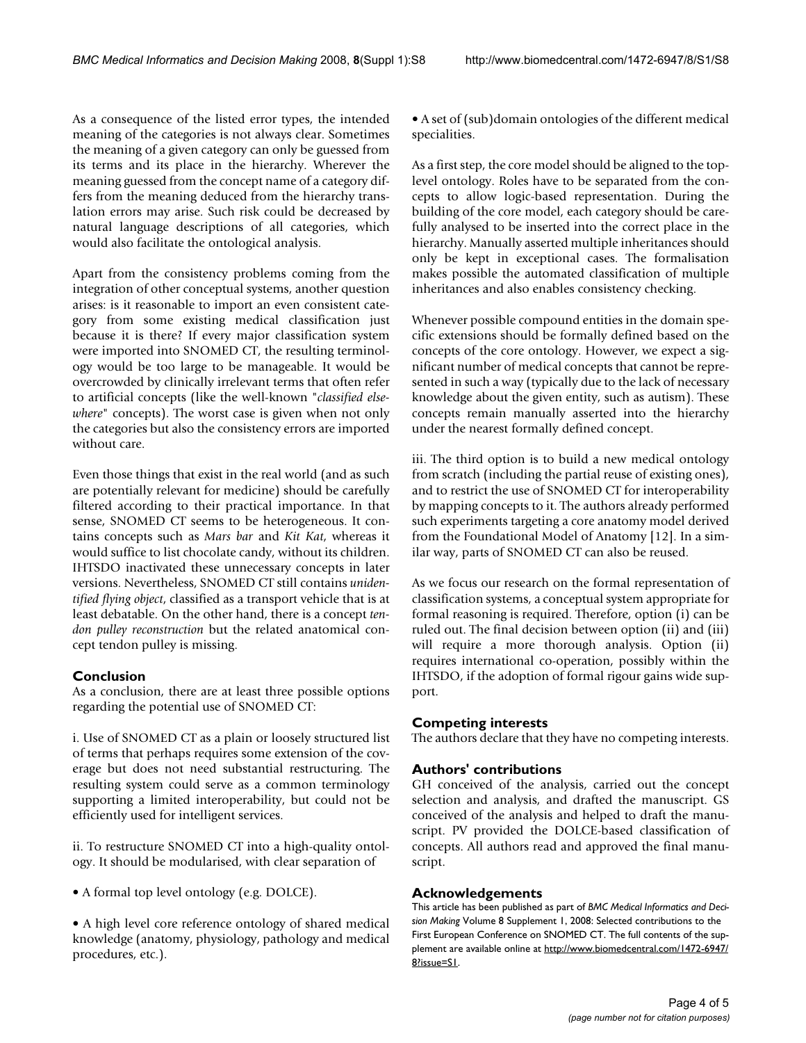As a consequence of the listed error types, the intended meaning of the categories is not always clear. Sometimes the meaning of a given category can only be guessed from its terms and its place in the hierarchy. Wherever the meaning guessed from the concept name of a category differs from the meaning deduced from the hierarchy translation errors may arise. Such risk could be decreased by natural language descriptions of all categories, which would also facilitate the ontological analysis.

Apart from the consistency problems coming from the integration of other conceptual systems, another question arises: is it reasonable to import an even consistent category from some existing medical classification just because it is there? If every major classification system were imported into SNOMED CT, the resulting terminology would be too large to be manageable. It would be overcrowded by clinically irrelevant terms that often refer to artificial concepts (like the well-known "*classified elsewhere*" concepts). The worst case is given when not only the categories but also the consistency errors are imported without care.

Even those things that exist in the real world (and as such are potentially relevant for medicine) should be carefully filtered according to their practical importance. In that sense, SNOMED CT seems to be heterogeneous. It contains concepts such as *Mars bar* and *Kit Kat*, whereas it would suffice to list chocolate candy, without its children. IHTSDO inactivated these unnecessary concepts in later versions. Nevertheless, SNOMED CT still contains *unidentified flying object*, classified as a transport vehicle that is at least debatable. On the other hand, there is a concept *tendon pulley reconstruction* but the related anatomical concept tendon pulley is missing.

## Conclusion

As a conclusion, there are at least three possible options regarding the potential use of SNOMED CT:

i. Use of SNOMED CT as a plain or loosely structured list of terms that perhaps requires some extension of the coverage but does not need substantial restructuring. The resulting system could serve as a common terminology supporting a limited interoperability, but could not be efficiently used for intelligent services.

ii. To restructure SNOMED CT into a high-quality ontology. It should be modularised, with clear separation of

• A formal top level ontology (e.g. DOLCE).

• A high level core reference ontology of shared medical knowledge (anatomy, physiology, pathology and medical procedures, etc.).

• A set of (sub)domain ontologies of the different medical specialities.

As a first step, the core model should be aligned to the top-level ontology. Roles have to be separated from the concepts to allow logic-based representation. During the building of the core model, each category should be carefully analysed to be inserted into the correct place in the hierarchy. Manually asserted multiple inheritances should only be kept in exceptional cases. The formalisation makes possible the automated classification of multiple inheritances and also enables consistency checking.

Whenever possible compound entities in the domain specific extensions should be formally defined based on the concepts of the core ontology. However, we expect a significant number of medical concepts that cannot be represented in such a way (typically due to the lack of necessary knowledge about the given entity, such as autism). These concepts remain manually asserted into the hierarchy under the nearest formally defined concept.

iii. The third option is to build a new medical ontology from scratch (including the partial reuse of existing ones), and to restrict the use of SNOMED CT for interoperability by mapping concepts to it. The authors already performed such experiments targeting a core anatomy model derived from the Foundational Model of Anatomy [12]. In a similar way, parts of SNOMED CT can also be reused.

As we focus our research on the formal representation of classification systems, a conceptual system appropriate for formal reasoning is required. Therefore, option (i) can be ruled out. The final decision between option (ii) and (iii) will require a more thorough analysis. Option (ii) requires international co-operation, possibly within the IHTSDO, if the adoption of formal rigour gains wide support.

## Competing interests

The authors declare that they have no competing interests.

## Authors' contributions

GH conceived of the analysis, carried out the concept selection and analysis, and drafted the manuscript. GS conceived of the analysis and helped to draft the manuscript. PV provided the DOLCE-based classification of concepts. All authors read and approved the final manuscript.

## Acknowledgements

This article has been published as part of *BMC Medical Informatics and Decision Making* Volume 8 Supplement 1, 2008: Selected contributions to the First European Conference on SNOMED CT. The full contents of the supplement are available online at http://www.biomedcentral.com/1472-6947/8?issue=S1.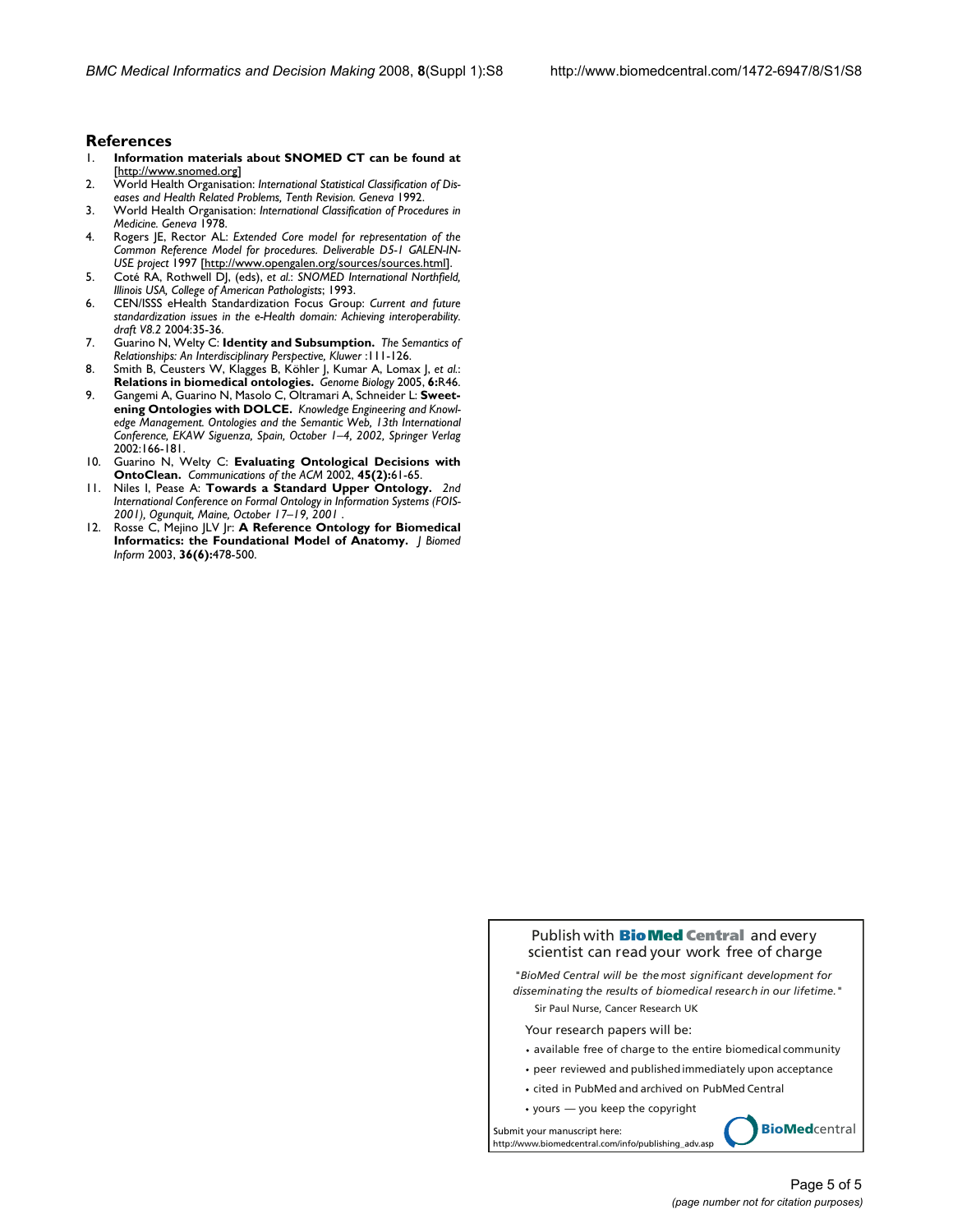## References

1. **Information materials about SNOMED CT can be found at** [http://www.snomed.org]
2. World Health Organisation: *International Statistical Classification of Diseases and Health Related Problems, Tenth Revision. Geneva* 1992.
3. World Health Organisation: *International Classification of Procedures in Medicine. Geneva* 1978.
4. Rogers JE, Rector AL: *Extended Core model for representation of the Common Reference Model for procedures. Deliverable D5-1 GALEN-IN-USE project* 1997 [http://www.opengalen.org/sources/sources.html].
5. Coté RA, Rothwell DJ, (eds), *et al.*: *SNOMED International Northfield, Illinois USA, College of American Pathologists*; 1993.
6. CEN/ISSS eHealth Standardization Focus Group: *Current and future standardization issues in the e-Health domain: Achieving interoperability. draft V8.2* 2004:35-36.
7. Guarino N, Welty C: **Identity and Subsumption.** *The Semantics of Relationships: An Interdisciplinary Perspective, Kluwer* :111-126.
8. Smith B, Ceusters W, Klagges B, Köhler J, Kumar A, Lomax J, *et al.*: **Relations in biomedical ontologies.** *Genome Biology* 2005, **6:**R46.
9. Gangemi A, Guarino N, Masolo C, Oltramari A, Schneider L: **Sweetening Ontologies with DOLCE.** *Knowledge Engineering and Knowledge Management. Ontologies and the Semantic Web, 13th International Conference, EKAW Siguenza, Spain, October 1–4, 2002, Springer Verlag* 2002:166-181.
10. Guarino N, Welty C: **Evaluating Ontological Decisions with OntoClean.** *Communications of the ACM* 2002, **45(2):**61-65.
11. Niles I, Pease A: **Towards a Standard Upper Ontology.** *2nd International Conference on Formal Ontology in Information Systems (FOIS-2001), Ogunquit, Maine, October 17–19, 2001 .*
12. Rosse C, Mejino JLV Jr: **A Reference Ontology for Biomedical Informatics: the Foundational Model of Anatomy.** *J Biomed Inform* 2003, **36(6):**478-500.

Publish with **BioMed Central** and every scientist can read your work free of charge

*"BioMed Central will be the most significant development for disseminating the results of biomedical research in our lifetime."*

Sir Paul Nurse, Cancer Research UK

Your research papers will be:

- available free of charge to the entire biomedical community
- peer reviewed and published immediately upon acceptance
- cited in PubMed and archived on PubMed Central
- yours — you keep the copyright

Submit your manuscript here:
http://www.biomedcentral.com/info/publishing_adv.asp

**BioMed**central